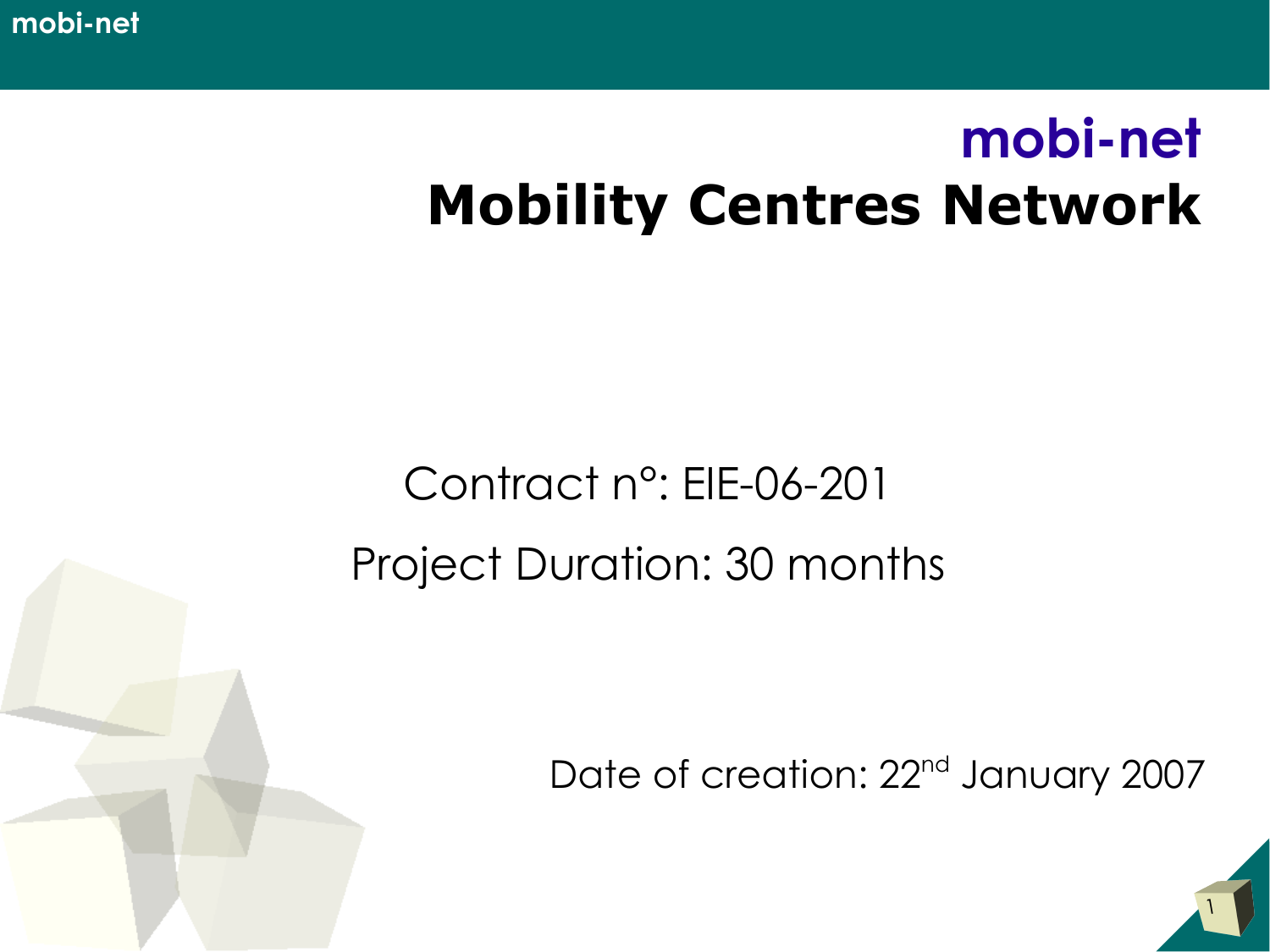# mobi-net

# Mobility Centres Network

Contract n°: EIE-06-201

Project Duration: 30 months

Date of creation: 22nd January 2007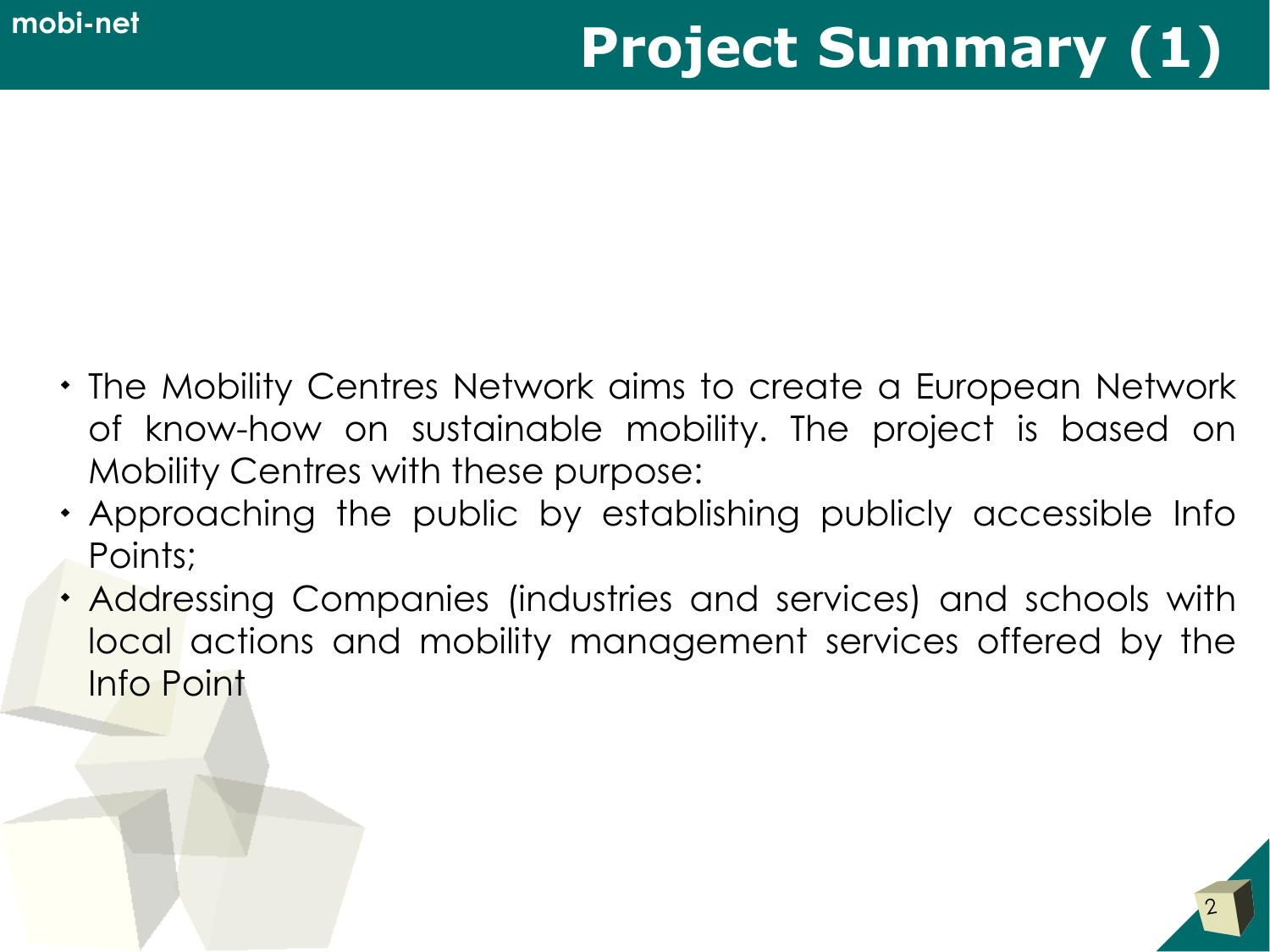# Project Summary (1)

- The Mobility Centres Network aims to create a European Network of know-how on sustainable mobility. The project is based on Mobility Centres with these purpose:
- Approaching the public by establishing publicly accessible Info Points;
- Addressing Companies (industries and services) and schools with local actions and mobility management services offered by the Info Point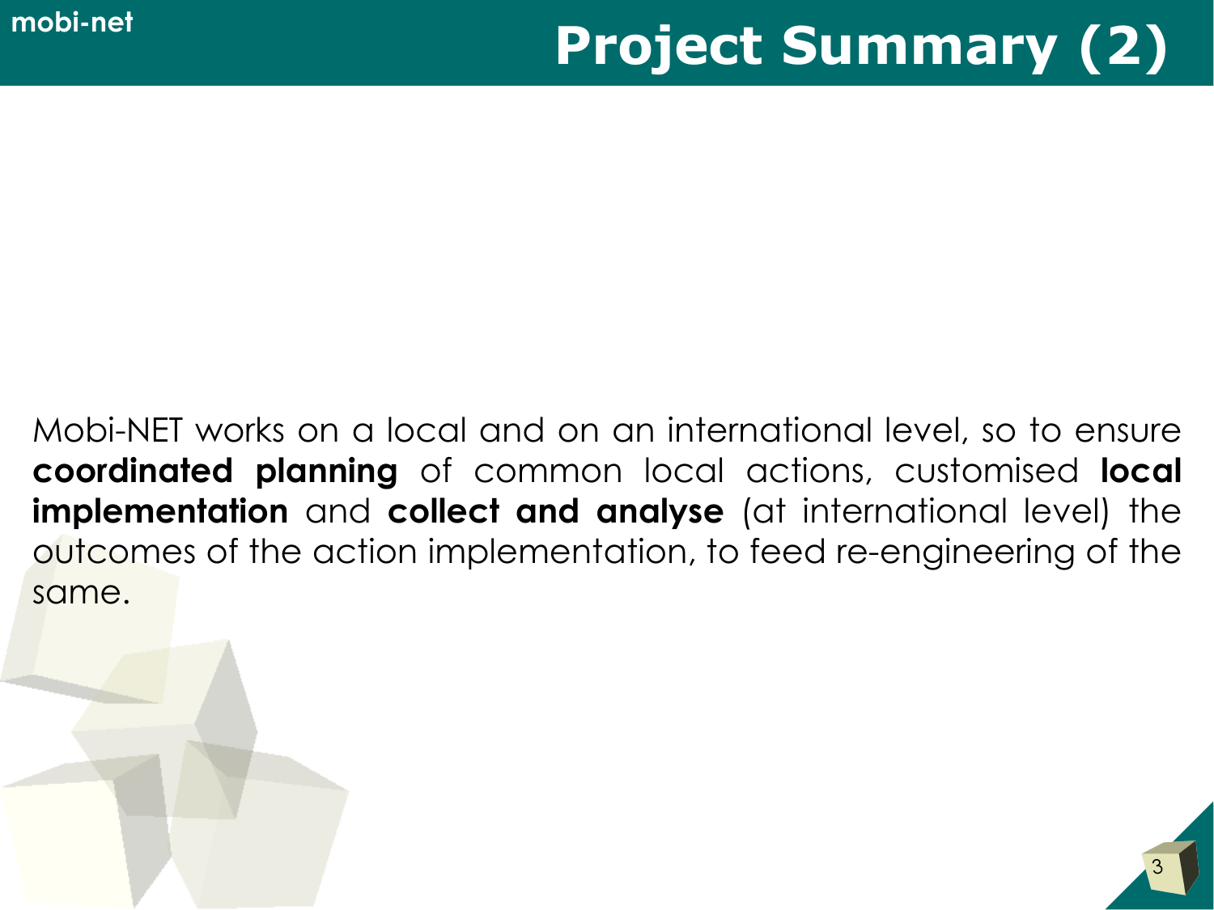# Project Summary (2)

Mobi-NET works on a local and on an international level, so to ensure **coordinated planning** of common local actions, customised **local implementation** and **collect and analyse** (at international level) the outcomes of the action implementation, to feed re-engineering of the same.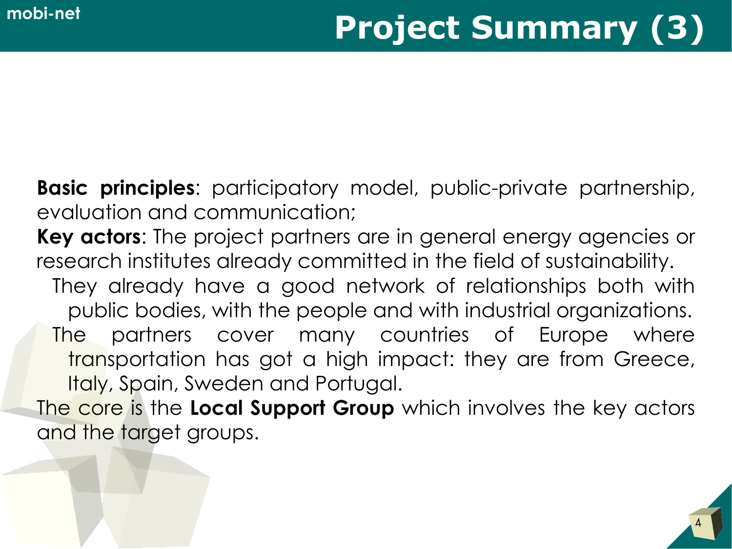# Project Summary (3)

**Basic principles**: participatory model, public-private partnership, evaluation and communication;

**Key actors**: The project partners are in general energy agencies or research institutes already committed in the field of sustainability.

- They already have a good network of relationships both with public bodies, with the people and with industrial organizations.
- The partners cover many countries of Europe where transportation has got a high impact: they are from Greece, Italy, Spain, Sweden and Portugal.

The core is the **Local Support Group** which involves the key actors and the target groups.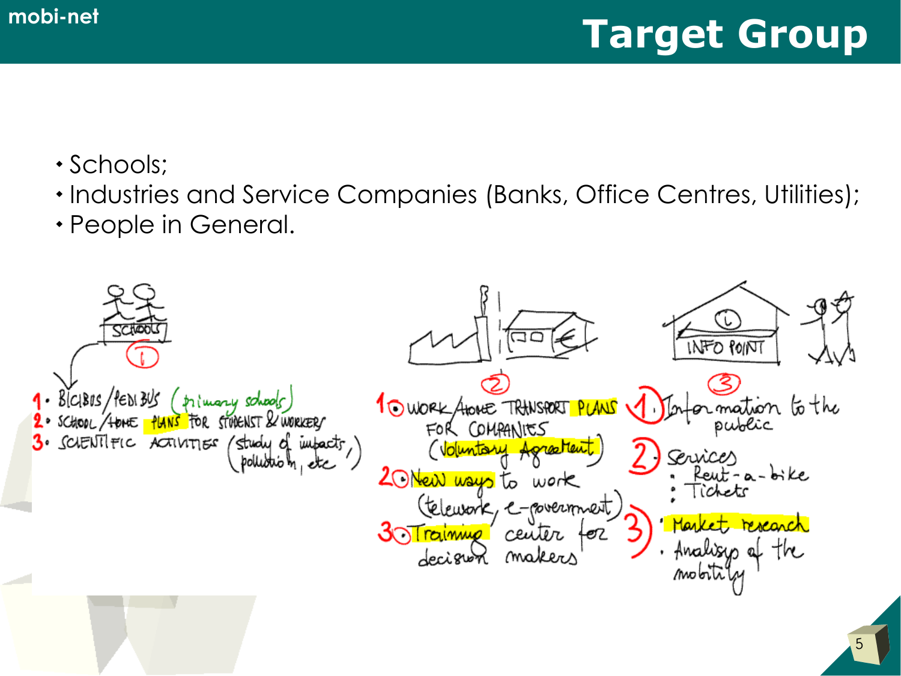# Target Group

- Schools;
- Industries and Service Companies (Banks, Office Centres, Utilities);
- People in General.

SCHOOLS

①

1. BICIBUS / PEDIBUS (primary schools)
2. SCHOOL / HOME PLANS FOR STUDENST & WORKERS
3. SCIENTIFIC ACTIVITIES (study of impacts, pollution, etc)

②

1. WORK / HOME TRANSPORT PLANS FOR COMPANIES (Voluntary Agreement)
2. New ways to work (telework, e-government)
3. Training center for decision makers

INFO POINT

③

1. Information to the public
2. Services
   - Rent-a-bike
   - Tickets
3. Market research
   - Analisys of the mobility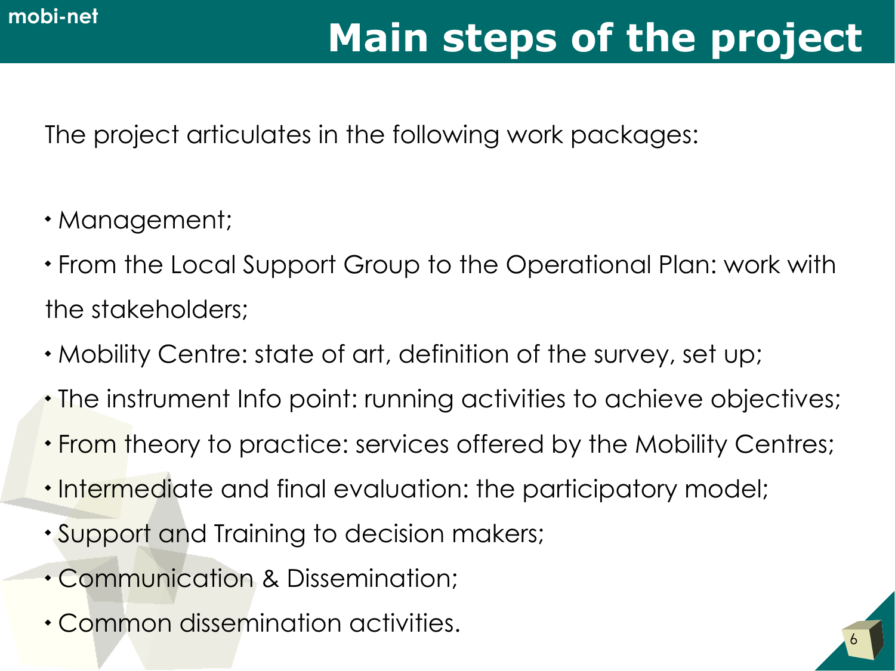# Main steps of the project

The project articulates in the following work packages:

- Management;
- From the Local Support Group to the Operational Plan: work with the stakeholders;
- Mobility Centre: state of art, definition of the survey, set up;
- The instrument Info point: running activities to achieve objectives;
- From theory to practice: services offered by the Mobility Centres;
- Intermediate and final evaluation: the participatory model;
- Support and Training to decision makers;
- Communication & Dissemination;
- Common dissemination activities.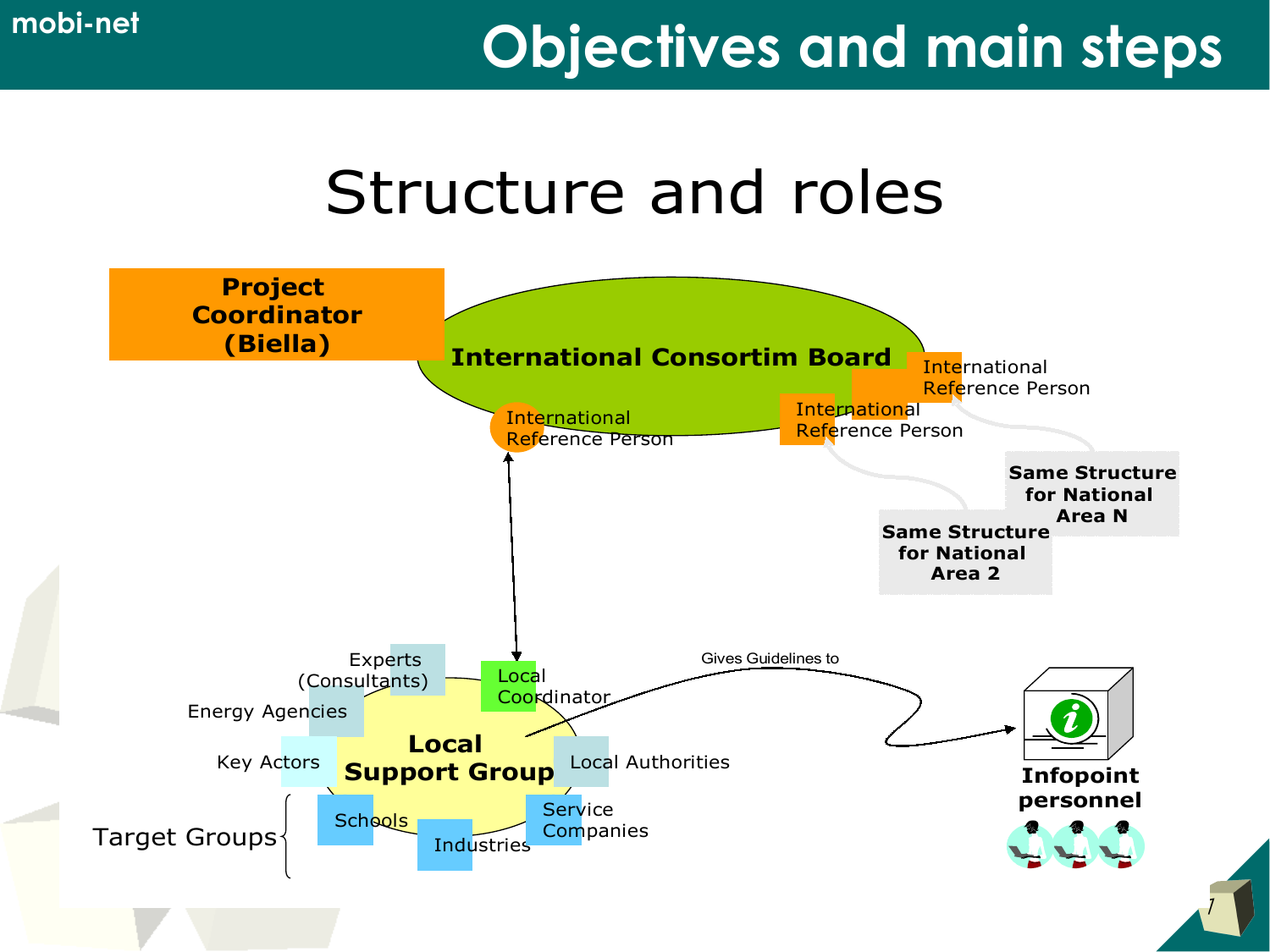# Objectives and main steps

## Structure and roles

**Project Coordinator (Biella)**

**International Consortim Board**

International Reference Person

International Reference Person

International Reference Person

**Same Structure for National Area N**

**Same Structure for National Area 2**

Experts (Consultants)

Local Coordinator

Energy Agencies

**Local Support Group**

Key Actors

Local Authorities

Target Groups

Schools

Industries

Service Companies

Gives Guidelines to

**Infopoint personnel**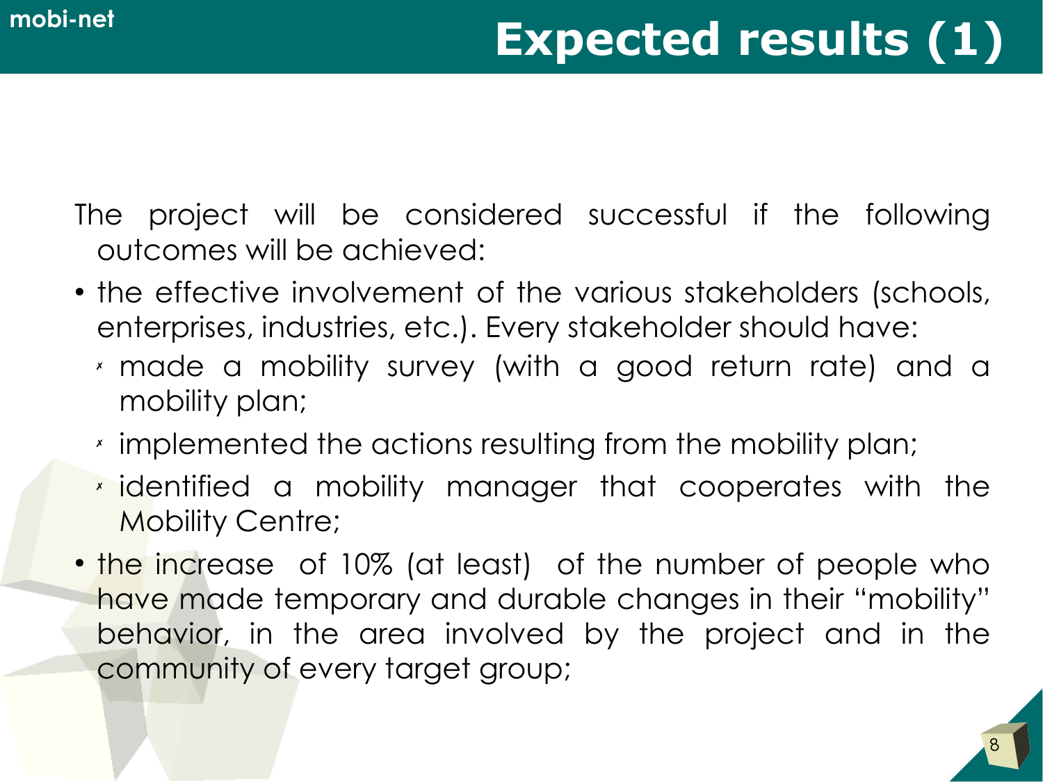# Expected results (1)

The project will be considered successful if the following outcomes will be achieved:

- the effective involvement of the various stakeholders (schools, enterprises, industries, etc.). Every stakeholder should have:
  - made a mobility survey (with a good return rate) and a mobility plan;
  - implemented the actions resulting from the mobility plan;
  - identified a mobility manager that cooperates with the Mobility Centre;
- the increase of 10% (at least) of the number of people who have made temporary and durable changes in their "mobility" behavior, in the area involved by the project and in the community of every target group;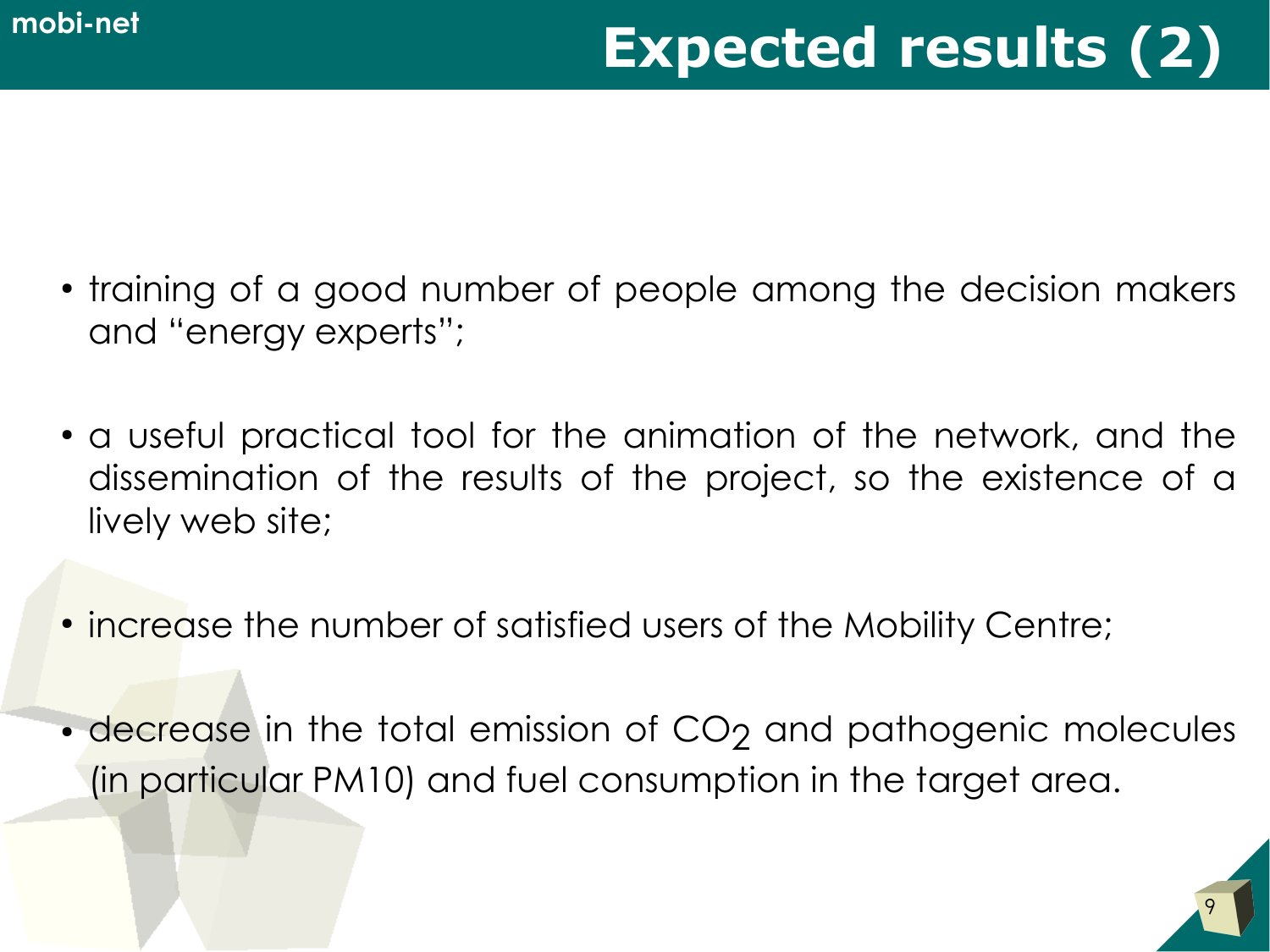# Expected results (2)

- training of a good number of people among the decision makers and "energy experts";
- a useful practical tool for the animation of the network, and the dissemination of the results of the project, so the existence of a lively web site;
- increase the number of satisfied users of the Mobility Centre;
- decrease in the total emission of $CO_2$ and pathogenic molecules (in particular PM10) and fuel consumption in the target area.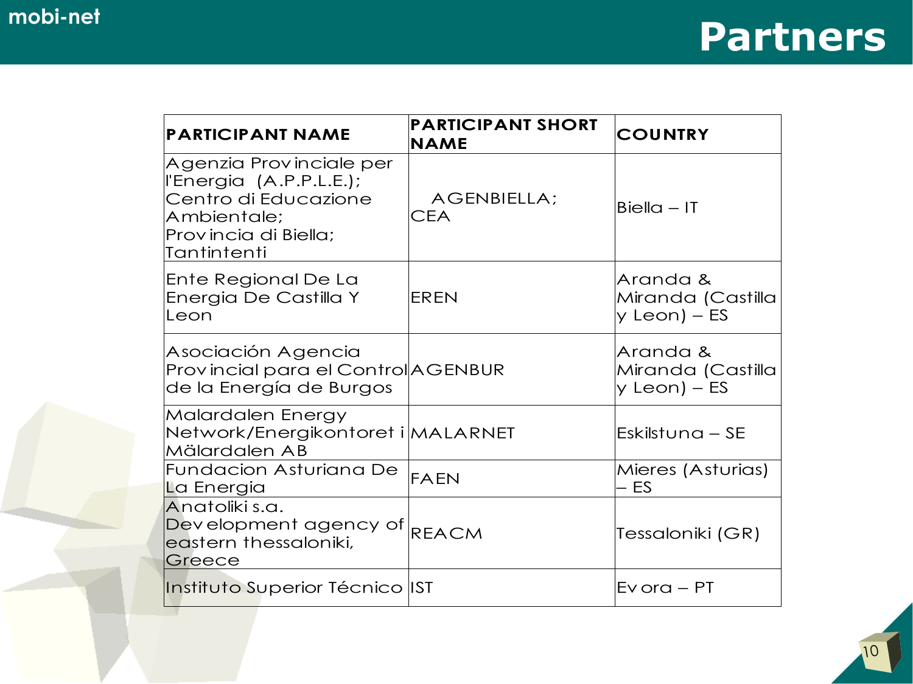# Partners

| PARTICIPANT NAME | PARTICIPANT SHORT NAME | COUNTRY |
|---|---|---|
| Agenzia Provinciale per l'Energia (A.P.P.L.E.); Centro di Educazione Ambientale; Provincia di Biella; Tantintenti | AGENBIELLA; CEA | Biella – IT |
| Ente Regional De La Energia De Castilla Y Leon | EREN | Aranda & Miranda (Castilla y Leon) – ES |
| Asociación Agencia Provincial para el Control de la Energía de Burgos | AGENBUR | Aranda & Miranda (Castilla y Leon) – ES |
| Malardalen Energy Network/Energikontoret i Mälardalen AB | MALARNET | Eskilstuna – SE |
| Fundacion Asturiana De La Energia | FAEN | Mieres (Asturias) – ES |
| Anatoliki s.a. Development agency of eastern thessaloniki, Greece | REACM | Tessaloniki (GR) |
| Instituto Superior Técnico | IST | Evora – PT |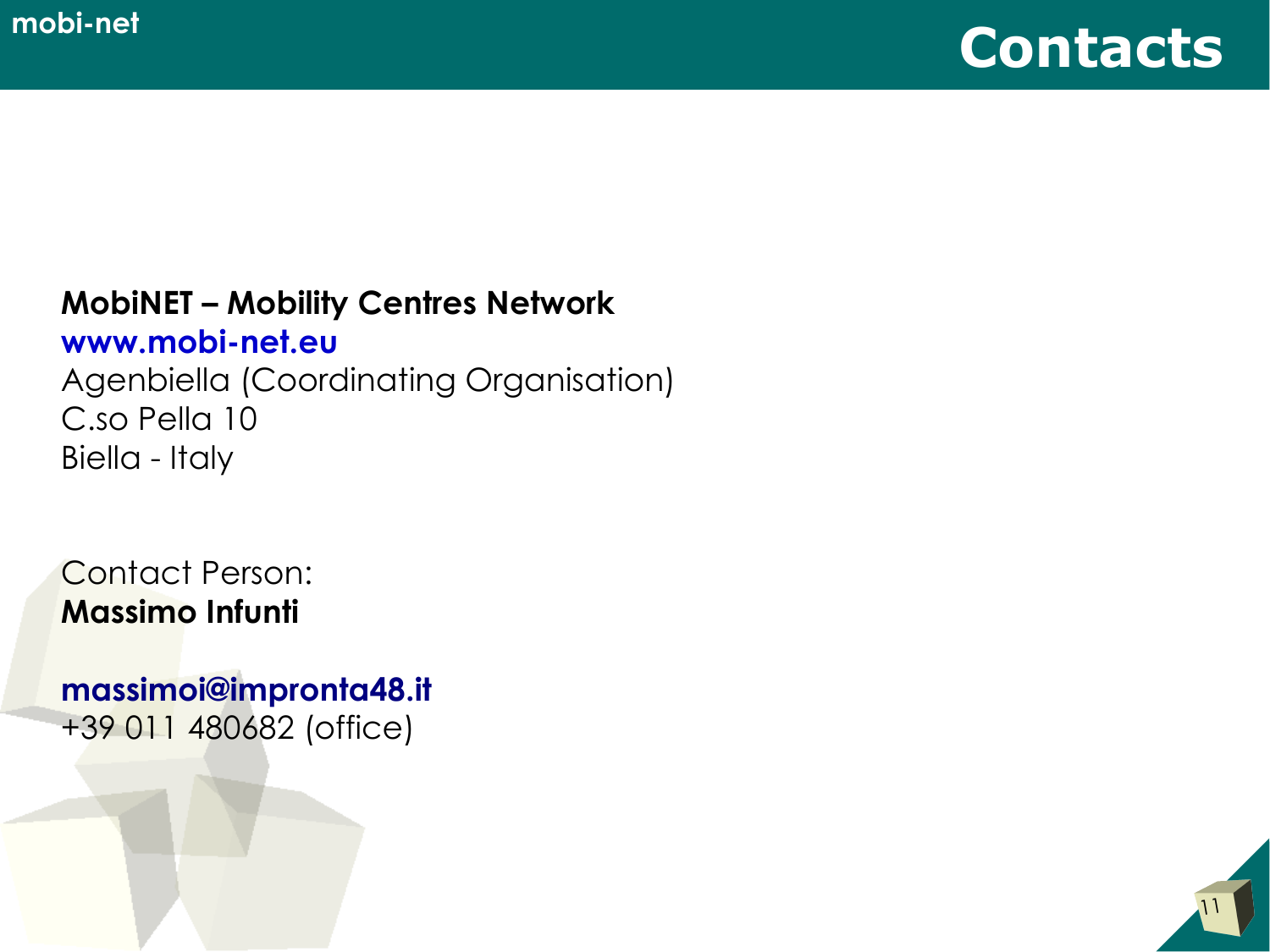# Contacts

**MobiNET – Mobility Centres Network**
**www.mobi-net.eu**
Agenbiella (Coordinating Organisation)
C.so Pella 10
Biella - Italy

Contact Person:
**Massimo Infunti**

**massimoi@impronta48.it**
+39 011 480682 (office)